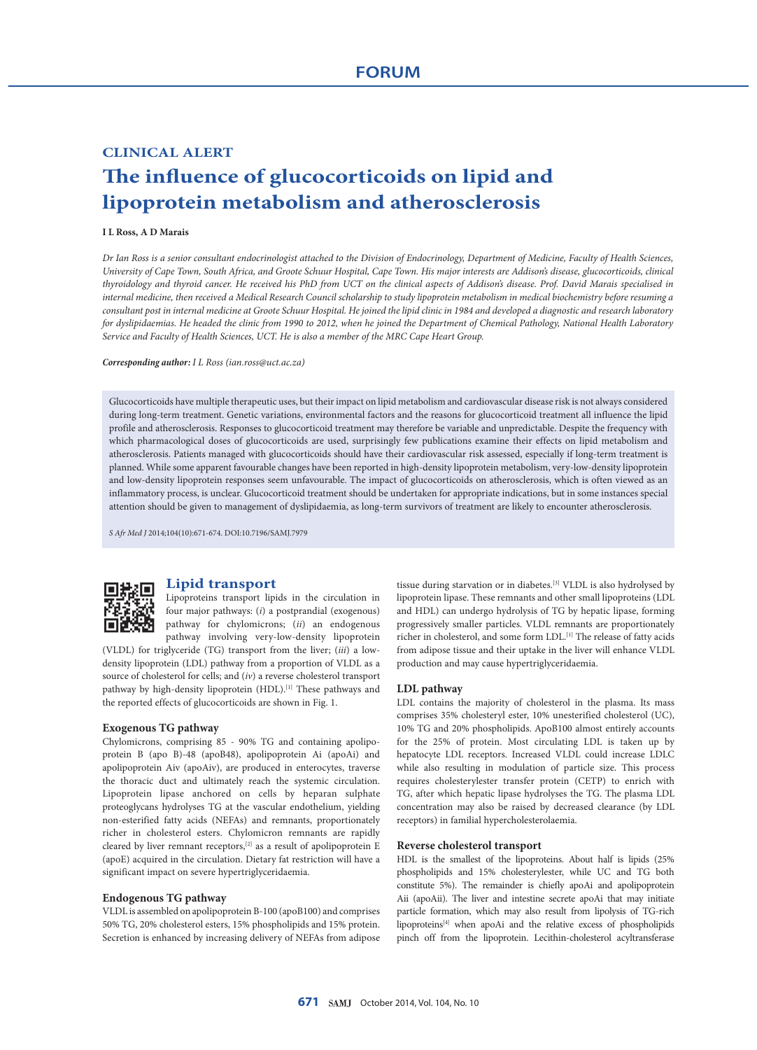FORUM

**CLINICAL ALERT**

# The influence of glucocorticoids on lipid and lipoprotein metabolism and atherosclerosis

**I L Ross, A D Marais**

*Dr Ian Ross is a senior consultant endocrinologist attached to the Division of Endocrinology, Department of Medicine, Faculty of Health Sciences, University of Cape Town, South Africa, and Groote Schuur Hospital, Cape Town. His major interests are Addison's disease, glucocorticoids, clinical thyroidology and thyroid cancer. He received his PhD from UCT on the clinical aspects of Addison's disease. Prof. David Marais specialised in internal medicine, then received a Medical Research Council scholarship to study lipoprotein metabolism in medical biochemistry before resuming a consultant post in internal medicine at Groote Schuur Hospital. He joined the lipid clinic in 1984 and developed a diagnostic and research laboratory for dyslipidaemias. He headed the clinic from 1990 to 2012, when he joined the Department of Chemical Pathology, National Health Laboratory Service and Faculty of Health Sciences, UCT. He is also a member of the MRC Cape Heart Group.*

***Corresponding author:*** *I L Ross (ian.ross@uct.ac.za)*

Glucocorticoids have multiple therapeutic uses, but their impact on lipid metabolism and cardiovascular disease risk is not always considered during long-term treatment. Genetic variations, environmental factors and the reasons for glucocorticoid treatment all influence the lipid profile and atherosclerosis. Responses to glucocorticoid treatment may therefore be variable and unpredictable. Despite the frequency with which pharmacological doses of glucocorticoids are used, surprisingly few publications examine their effects on lipid metabolism and atherosclerosis. Patients managed with glucocorticoids should have their cardiovascular risk assessed, especially if long-term treatment is planned. While some apparent favourable changes have been reported in high-density lipoprotein metabolism, very-low-density lipoprotein and low-density lipoprotein responses seem unfavourable. The impact of glucocorticoids on atherosclerosis, which is often viewed as an inflammatory process, is unclear. Glucocorticoid treatment should be undertaken for appropriate indications, but in some instances special attention should be given to management of dyslipidaemia, as long-term survivors of treatment are likely to encounter atherosclerosis.

*S Afr Med J* 2014;104(10):671-674. DOI:10.7196/SAMJ.7979

## Lipid transport

Lipoproteins transport lipids in the circulation in four major pathways: (*i*) a postprandial (exogenous) pathway for chylomicrons; (*ii*) an endogenous pathway involving very-low-density lipoprotein (VLDL) for triglyceride (TG) transport from the liver; (*iii*) a low-density lipoprotein (LDL) pathway from a proportion of VLDL as a source of cholesterol for cells; and (*iv*) a reverse cholesterol transport pathway by high-density lipoprotein (HDL).[1] These pathways and the reported effects of glucocorticoids are shown in Fig. 1.

### Exogenous TG pathway

Chylomicrons, comprising 85 - 90% TG and containing apolipoprotein B (apo B)-48 (apoB48), apolipoprotein Ai (apoAi) and apolipoprotein Aiv (apoAiv), are produced in enterocytes, traverse the thoracic duct and ultimately reach the systemic circulation. Lipoprotein lipase anchored on cells by heparan sulphate proteoglycans hydrolyses TG at the vascular endothelium, yielding non-esterified fatty acids (NEFAs) and remnants, proportionately richer in cholesterol esters. Chylomicron remnants are rapidly cleared by liver remnant receptors,[2] as a result of apolipoprotein E (apoE) acquired in the circulation. Dietary fat restriction will have a significant impact on severe hypertriglyceridaemia.

### Endogenous TG pathway

VLDL is assembled on apolipoprotein B-100 (apoB100) and comprises 50% TG, 20% cholesterol esters, 15% phospholipids and 15% protein. Secretion is enhanced by increasing delivery of NEFAs from adipose tissue during starvation or in diabetes.[3] VLDL is also hydrolysed by lipoprotein lipase. These remnants and other small lipoproteins (LDL and HDL) can undergo hydrolysis of TG by hepatic lipase, forming progressively smaller particles. VLDL remnants are proportionately richer in cholesterol, and some form LDL.[1] The release of fatty acids from adipose tissue and their uptake in the liver will enhance VLDL production and may cause hypertriglyceridaemia.

### LDL pathway

LDL contains the majority of cholesterol in the plasma. Its mass comprises 35% cholesteryl ester, 10% unesterified cholesterol (UC), 10% TG and 20% phospholipids. ApoB100 almost entirely accounts for the 25% of protein. Most circulating LDL is taken up by hepatocyte LDL receptors. Increased VLDL could increase LDLC while also resulting in modulation of particle size. This process requires cholesterylester transfer protein (CETP) to enrich with TG, after which hepatic lipase hydrolyses the TG. The plasma LDL concentration may also be raised by decreased clearance (by LDL receptors) in familial hypercholesterolaemia.

### Reverse cholesterol transport

HDL is the smallest of the lipoproteins. About half is lipids (25% phospholipids and 15% cholesterylester, while UC and TG both constitute 5%). The remainder is chiefly apoAi and apolipoprotein Aii (apoAii). The liver and intestine secrete apoAi that may initiate particle formation, which may also result from lipolysis of TG-rich lipoproteins[4] when apoAi and the relative excess of phospholipids pinch off from the lipoprotein. Lecithin-cholesterol acyltransferase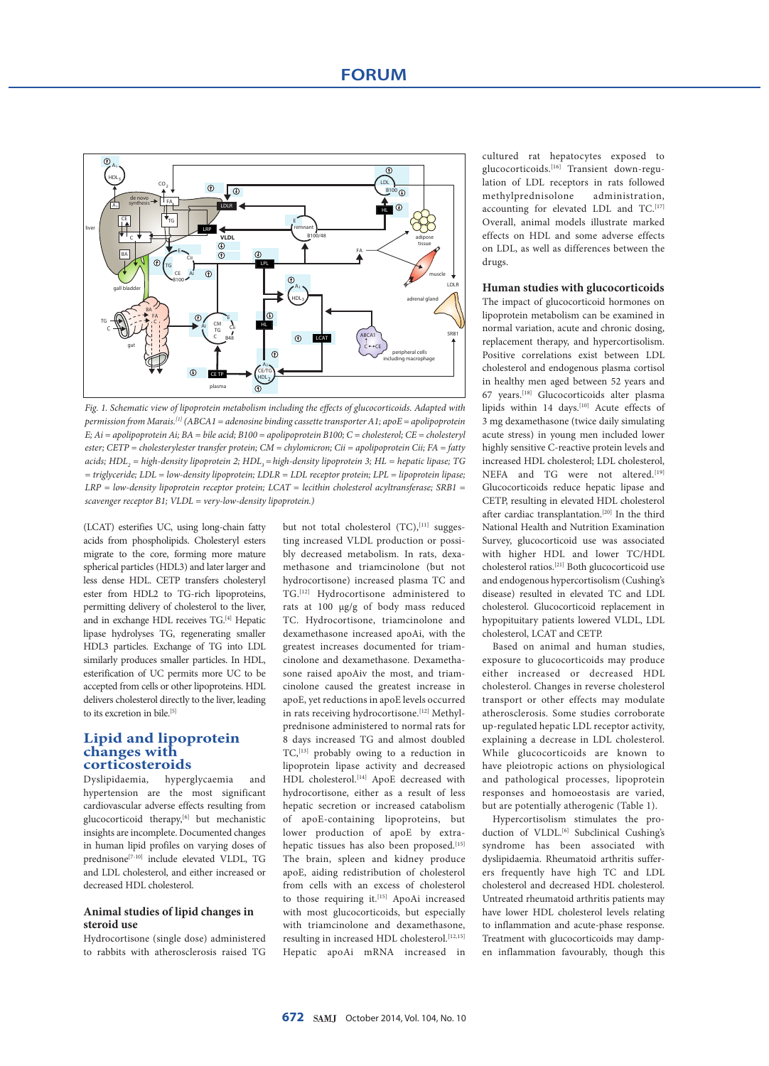Fig. 1. Schematic view of lipoprotein metabolism including the effects of glucocorticoids. Adapted with permission from Marais.[1] (ABCA1 = adenosine binding cassette transporter A1; apoE = apolipoprotein E; Ai = apolipoprotein Ai; BA = bile acid; B100 = apolipoprotein B100; C = cholesterol; CE = cholesteryl ester; CETP = cholesterylester transfer protein; CM = chylomicron; Cii = apolipoprotein Cii; FA = fatty acids; $HDL_2$ = high-density lipoprotein 2; $HDL_3$ = high-density lipoprotein 3; HL = hepatic lipase; TG = triglyceride; LDL = low-density lipoprotein; LDLR = LDL receptor protein; LPL = lipoprotein lipase; LRP = low-density lipoprotein receptor protein; LCAT = lecithin cholesterol acyltransferase; SRB1 = scavenger receptor B1; VLDL = very-low-density lipoprotein.)

(LCAT) esterifies UC, using long-chain fatty acids from phospholipids. Cholesteryl esters migrate to the core, forming more mature spherical particles (HDL3) and later larger and less dense HDL. CETP transfers cholesteryl ester from HDL2 to TG-rich lipoproteins, permitting delivery of cholesterol to the liver, and in exchange HDL receives TG.[4] Hepatic lipase hydrolyses TG, regenerating smaller HDL3 particles. Exchange of TG into LDL similarly produces smaller particles. In HDL, esterification of UC permits more UC to be accepted from cells or other lipoproteins. HDL delivers cholesterol directly to the liver, leading to its excretion in bile.[5]

## Lipid and lipoprotein changes with corticosteroids

Dyslipidaemia, hyperglycaemia and hypertension are the most significant cardiovascular adverse effects resulting from glucocorticoid therapy,[6] but mechanistic insights are incomplete. Documented changes in human lipid profiles on varying doses of prednisone[7-10] include elevated VLDL, TG and LDL cholesterol, and either increased or decreased HDL cholesterol.

### Animal studies of lipid changes in steroid use

Hydrocortisone (single dose) administered to rabbits with atherosclerosis raised TG but not total cholesterol (TC),[11] suggesting increased VLDL production or possibly decreased metabolism. In rats, dexamethasone and triamcinolone (but not hydrocortisone) increased plasma TC and TG.[12] Hydrocortisone administered to rats at 100 µg/g of body mass reduced TC. Hydrocortisone, triamcinolone and dexamethasone increased apoAi, with the greatest increases documented for triamcinolone and dexamethasone. Dexamethasone raised apoAiv the most, and triamcinolone caused the greatest increase in apoE, yet reductions in apoE levels occurred in rats receiving hydrocortisone.[12] Methylprednisone administered to normal rats for 8 days increased TG and almost doubled TC,[13] probably owing to a reduction in lipoprotein lipase activity and decreased HDL cholesterol.[14] ApoE decreased with hydrocortisone, either as a result of less hepatic secretion or increased catabolism of apoE-containing lipoproteins, but lower production of apoE by extrahepatic tissues has also been proposed.[15] The brain, spleen and kidney produce apoE, aiding redistribution of cholesterol from cells with an excess of cholesterol to those requiring it.[15] ApoAi increased with most glucocorticoids, but especially with triamcinolone and dexamethasone, resulting in increased HDL cholesterol.[12,15] Hepatic apoAi mRNA increased in cultured rat hepatocytes exposed to glucocorticoids.[16] Transient down-regulation of LDL receptors in rats followed methylprednisolone administration, accounting for elevated LDL and TC.[17] Overall, animal models illustrate marked effects on HDL and some adverse effects on LDL, as well as differences between the drugs.

### Human studies with glucocorticoids

The impact of glucocorticoid hormones on lipoprotein metabolism can be examined in normal variation, acute and chronic dosing, replacement therapy, and hypercortisolism. Positive correlations exist between LDL cholesterol and endogenous plasma cortisol in healthy men aged between 52 years and 67 years.[18] Glucocorticoids alter plasma lipids within 14 days.[10] Acute effects of 3 mg dexamethasone (twice daily simulating acute stress) in young men included lower highly sensitive C-reactive protein levels and increased HDL cholesterol; LDL cholesterol, NEFA and TG were not altered.[19] Glucocorticoids reduce hepatic lipase and CETP, resulting in elevated HDL cholesterol after cardiac transplantation.[20] In the third National Health and Nutrition Examination Survey, glucocorticoid use was associated with higher HDL and lower TC/HDL cholesterol ratios.[21] Both glucocorticoid use and endogenous hypercortisolism (Cushing's disease) resulted in elevated TC and LDL cholesterol. Glucocorticoid replacement in hypopituitary patients lowered VLDL, LDL cholesterol, LCAT and CETP.

Based on animal and human studies, exposure to glucocorticoids may produce either increased or decreased HDL cholesterol. Changes in reverse cholesterol transport or other effects may modulate atherosclerosis. Some studies corroborate up-regulated hepatic LDL receptor activity, explaining a decrease in LDL cholesterol. While glucocorticoids are known to have pleiotropic actions on physiological and pathological processes, lipoprotein responses and homoeostasis are varied, but are potentially atherogenic (Table 1).

Hypercortisolism stimulates the production of VLDL.[6] Subclinical Cushing's syndrome has been associated with dyslipidaemia. Rheumatoid arthritis sufferers frequently have high TC and LDL cholesterol and decreased HDL cholesterol. Untreated rheumatoid arthritis patients may have lower HDL cholesterol levels relating to inflammation and acute-phase response. Treatment with glucocorticoids may dampen inflammation favourably, though this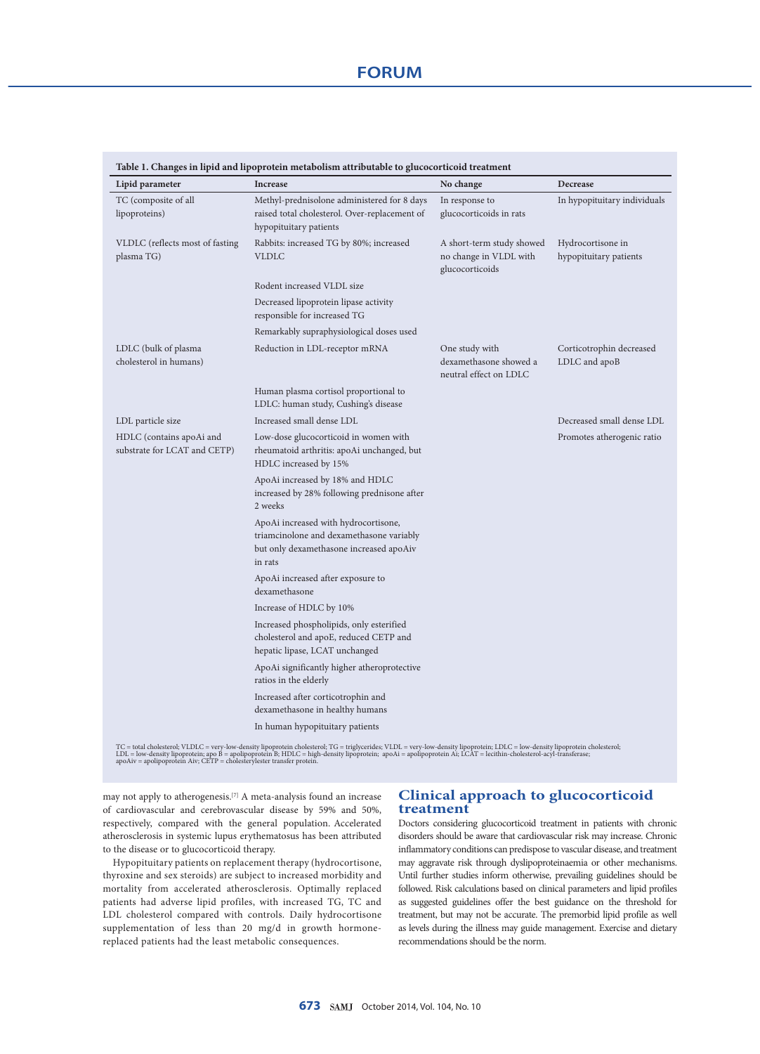**Table 1. Changes in lipid and lipoprotein metabolism attributable to glucocorticoid treatment**

| Lipid parameter | Increase | No change | Decrease |
|---|---|---|---|
| TC (composite of all lipoproteins) | Methyl-prednisolone administered for 8 days raised total cholesterol. Over-replacement of hypopituitary patients | In response to glucocorticoids in rats | In hypopituitary individuals |
| VLDLC (reflects most of fasting plasma TG) | Rabbits: increased TG by 80%; increased VLDLC | A short-term study showed no change in VLDL with glucocorticoids | Hydrocortisone in hypopituitary patients |
| | Rodent increased VLDL size | | |
| | Decreased lipoprotein lipase activity responsible for increased TG | | |
| | Remarkably supraphysiological doses used | | |
| LDLC (bulk of plasma cholesterol in humans) | Reduction in LDL-receptor mRNA | One study with dexamethasone showed a neutral effect on LDLC | Corticotrophin decreased LDLC and apoB |
| | Human plasma cortisol proportional to LDLC: human study, Cushing's disease | | |
| LDL particle size | Increased small dense LDL | | Decreased small dense LDL |
| HDLC (contains apoAi and substrate for LCAT and CETP) | Low-dose glucocorticoid in women with rheumatoid arthritis: apoAi unchanged, but HDLC increased by 15% | | Promotes atherogenic ratio |
| | ApoAi increased by 18% and HDLC increased by 28% following prednisone after 2 weeks | | |
| | ApoAi increased with hydrocortisone, triamcinolone and dexamethasone variably but only dexamethasone increased apoAiv in rats | | |
| | ApoAi increased after exposure to dexamethasone | | |
| | Increase of HDLC by 10% | | |
| | Increased phospholipids, only esterified cholesterol and apoE, reduced CETP and hepatic lipase, LCAT unchanged | | |
| | ApoAi significantly higher atheroprotective ratios in the elderly | | |
| | Increased after corticotrophin and dexamethasone in healthy humans | | |
| | In human hypopituitary patients | | |

TC = total cholesterol; VLDLC = very-low-density lipoprotein cholesterol; TG = triglycerides; VLDL = very-low-density lipoprotein; LDLC = low-density lipoprotein cholesterol; LDL = low-density lipoprotein; apo B = apolipoprotein B; HDLC = high-density lipoprotein; apoAi = apolipoprotein Ai; LCAT = lecithin-cholesterol-acyl-transferase; apoAiv = apolipoprotein Aiv; CETP = cholesterylester transfer protein.

may not apply to atherogenesis.[7] A meta-analysis found an increase of cardiovascular and cerebrovascular disease by 59% and 50%, respectively, compared with the general population. Accelerated atherosclerosis in systemic lupus erythematosus has been attributed to the disease or to glucocorticoid therapy.

Hypopituitary patients on replacement therapy (hydrocortisone, thyroxine and sex steroids) are subject to increased morbidity and mortality from accelerated atherosclerosis. Optimally replaced patients had adverse lipid profiles, with increased TG, TC and LDL cholesterol compared with controls. Daily hydrocortisone supplementation of less than 20 mg/d in growth hormone-replaced patients had the least metabolic consequences.

## Clinical approach to glucocorticoid treatment

Doctors considering glucocorticoid treatment in patients with chronic disorders should be aware that cardiovascular risk may increase. Chronic inflammatory conditions can predispose to vascular disease, and treatment may aggravate risk through dyslipoproteinaemia or other mechanisms. Until further studies inform otherwise, prevailing guidelines should be followed. Risk calculations based on clinical parameters and lipid profiles as suggested guidelines offer the best guidance on the threshold for treatment, but may not be accurate. The premorbid lipid profile as well as levels during the illness may guide management. Exercise and dietary recommendations should be the norm.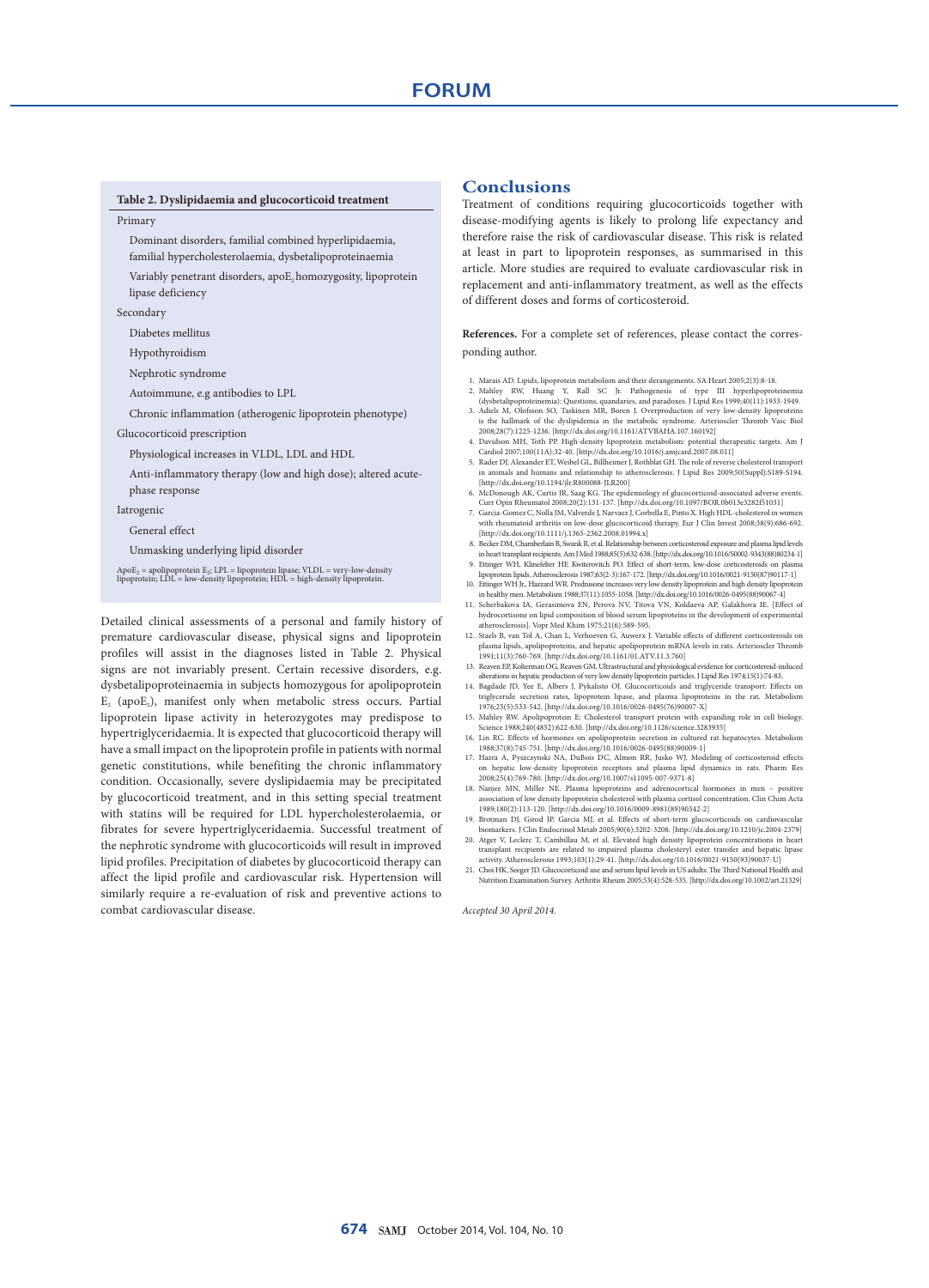**Table 2. Dyslipidaemia and glucocorticoid treatment**

| |
|---|
| Primary |
| Dominant disorders, familial combined hyperlipidaemia, familial hypercholesterolaemia, dysbetalipoproteinaemia |
| Variably penetrant disorders, $apoE_2$ homozygosity, lipoprotein lipase deficiency |
| Secondary |
| Diabetes mellitus |
| Hypothyroidism |
| Nephrotic syndrome |
| Autoimmune, e.g antibodies to LPL |
| Chronic inflammation (atherogenic lipoprotein phenotype) |
| Glucocorticoid prescription |
| Physiological increases in VLDL, LDL and HDL |
| Anti-inflammatory therapy (low and high dose); altered acute-phase response |
| Iatrogenic |
| General effect |
| Unmasking underlying lipid disorder |

$ApoE_2$ = apolipoprotein $E_2$; LPL = lipoprotein lipase; VLDL = very-low-density lipoprotein; LDL = low-density lipoprotein; HDL = high-density lipoprotein.

Detailed clinical assessments of a personal and family history of premature cardiovascular disease, physical signs and lipoprotein profiles will assist in the diagnoses listed in Table 2. Physical signs are not invariably present. Certain recessive disorders, e.g. dysbetalipoproteinaemia in subjects homozygous for apolipoprotein $E_2$ ($apoE_2$), manifest only when metabolic stress occurs. Partial lipoprotein lipase activity in heterozygotes may predispose to hypertriglyceridaemia. It is expected that glucocorticoid therapy will have a small impact on the lipoprotein profile in patients with normal genetic constitutions, while benefiting the chronic inflammatory condition. Occasionally, severe dyslipidaemia may be precipitated by glucocorticoid treatment, and in this setting special treatment with statins will be required for LDL hypercholesterolaemia, or fibrates for severe hypertriglyceridaemia. Successful treatment of the nephrotic syndrome with glucocorticoids will result in improved lipid profiles. Precipitation of diabetes by glucocorticoid therapy can affect the lipid profile and cardiovascular risk. Hypertension will similarly require a re-evaluation of risk and preventive actions to combat cardiovascular disease.

## Conclusions

Treatment of conditions requiring glucocorticoids together with disease-modifying agents is likely to prolong life expectancy and therefore raise the risk of cardiovascular disease. This risk is related at least in part to lipoprotein responses, as summarised in this article. More studies are required to evaluate cardiovascular risk in replacement and anti-inflammatory treatment, as well as the effects of different doses and forms of corticosteroid.

**References.** For a complete set of references, please contact the corresponding author.

1. Marais AD. Lipids, lipoprotein metabolism and their derangements. SA Heart 2005;2(3):8-18.
2. Mahley RW, Huang Y, Rall SC Jr. Pathogenesis of type III hyperlipoproteinemia (dysbetalipoproteinemia): Questions, quandaries, and paradoxes. J Lipid Res 1999;40(11):1933-1949.
3. Adiels M, Olofsson SO, Taskinen MR, Boren J. Overproduction of very low-density lipoproteins is the hallmark of the dyslipidemia in the metabolic syndrome. Arterioscler Thromb Vasc Biol 2008;28(7):1225-1236. [http://dx.doi.org/10.1161/ATVBAHA.107.160192]
4. Davidson MH, Toth PP. High-density lipoprotein metabolism: potential therapeutic targets. Am J Cardiol 2007;100(11A):32-40. [http://dx.doi.org/10.1016/j.amjcard.2007.08.011]
5. Rader DJ, Alexander ET, Weibel GL, Billheimer J, Rothblat GH. The role of reverse cholesterol transport in animals and humans and relationship to atherosclerosis. J Lipid Res 2009;50(Suppl):S189-S194. [http://dx.doi.org/10.1194/jlr.R800088-JLR200]
6. McDonough AK, Curtis JR, Saag KG. The epidemiology of glucocorticoid-associated adverse events. Curr Opin Rheumatol 2008;20(2):131-137. [http://dx.doi.org/10.1097/BOR.0b013e3282f51031]
7. Garcia-Gomez C, Nolla JM, Valverde J, Narvaez J, Corbella E, Pinto X. High HDL-cholesterol in women with rheumatoid arthritis on low-dose glucocorticoid therapy. Eur J Clin Invest 2008;38(9):686-692. [http://dx.doi.org/10.1111/j.1365-2362.2008.01994.x]
8. Becker DM, Chamberlain B, Swank R, et al. Relationship between corticosteroid exposure and plasma lipid levels in heart transplant recipients. Am J Med 1988;85(5):632-638. [http://dx.doi.org/10.1016/S0002-9343(88)80234-1]
9. Ettinger WH, Klinefelter HF, Kwiterovitch PO. Effect of short-term, low-dose corticosteroids on plasma lipoprotein lipids. Atherosclerosis 1987;63(2-3):167-172. [http://dx.doi.org/10.1016/0021-9150(87)90117-1]
10. Ettinger WH Jr., Hazzard WR. Prednisone increases very low density lipoprotein and high density lipoprotein in healthy men. Metabolism 1988;37(11):1055-1058. [http://dx.doi.org/10.1016/0026-0495(88)90067-4]
11. Scherbakova IA, Gerasimova EN, Perova NV, Titova VN, Koldaeva AP, Galakhova IE. [Effect of hydrocortisone on lipid composition of blood serum lipoproteins in the development of experimental atherosclerosis]. Vopr Med Khim 1975;21(6):589-595.
12. Staels B, van Tol A, Chan L, Verhoeven G, Auwerx J. Variable effects of different corticosteroids on plasma lipids, apolipoproteins, and hepatic apolipoprotein mRNA levels in rats. Arterioscler Thromb 1991;11(3):760-769. [http://dx.doi.org/10.1161/01.ATV.11.3.760]
13. Reaven EP, Kolterman OG, Reaven GM. Ultrastructural and physiological evidence for corticosteroid-induced alterations in hepatic production of very low density lipoprotein particles. J Lipid Res 1974;15(1):74-83.
14. Bagdade JD, Yee E, Albers J, Pykalisto OJ. Glucocorticoids and triglyceride transport: Effects on triglyceride secretion rates, lipoprotein lipase, and plasma lipoproteins in the rat. Metabolism 1976;25(5):533-542. [http://dx.doi.org/10.1016/0026-0495(76)90007-X]
15. Mahley RW. Apolipoprotein E: Cholesterol transport protein with expanding role in cell biology. Science 1988;240(4852):622-630. [http://dx.doi.org/10.1126/science.3283935]
16. Lin RC. Effects of hormones on apolipoprotein secretion in cultured rat hepatocytes. Metabolism 1988;37(8):745-751. [http://dx.doi.org/10.1016/0026-0495(88)90009-1]
17. Hazra A, Pyszczynski NA, DuBois DC, Almon RR, Jusko WJ. Modeling of corticosteroid effects on hepatic low-density lipoprotein receptors and plasma lipid dynamics in rats. Pharm Res 2008;25(4):769-780. [http://dx.doi.org/10.1007/s11095-007-9371-8]
18. Nanjee MN, Miller NE. Plasma lipoproteins and adrenocortical hormones in men – positive association of low density lipoprotein cholesterol with plasma cortisol concentration. Clin Chim Acta 1989;180(2):113-120. [http://dx.doi.org/10.1016/0009-8981(89)90342-2]
19. Brotman DJ, Girod JP, Garcia MJ, et al. Effects of short-term glucocorticoids on cardiovascular biomarkers. J Clin Endocrinol Metab 2005;90(6):3202-3208. [http://dx.doi.org/10.1210/jc.2004-2379]
20. Atger V, Leclerc T, Cambillau M, et al. Elevated high density lipoprotein concentrations in heart transplant recipients are related to impaired plasma cholesteryl ester transfer and hepatic lipase activity. Atherosclerosis 1993;103(1):29-41. [http://dx.doi.org/10.1016/0021-9150(93)90037-U]
21. Choi HK, Seeger JD. Glucocorticoid use and serum lipid levels in US adults: The Third National Health and Nutrition Examination Survey. Arthritis Rheum 2005;53(4):528-535. [http://dx.doi.org/10.1002/art.21329]

*Accepted 30 April 2014.*